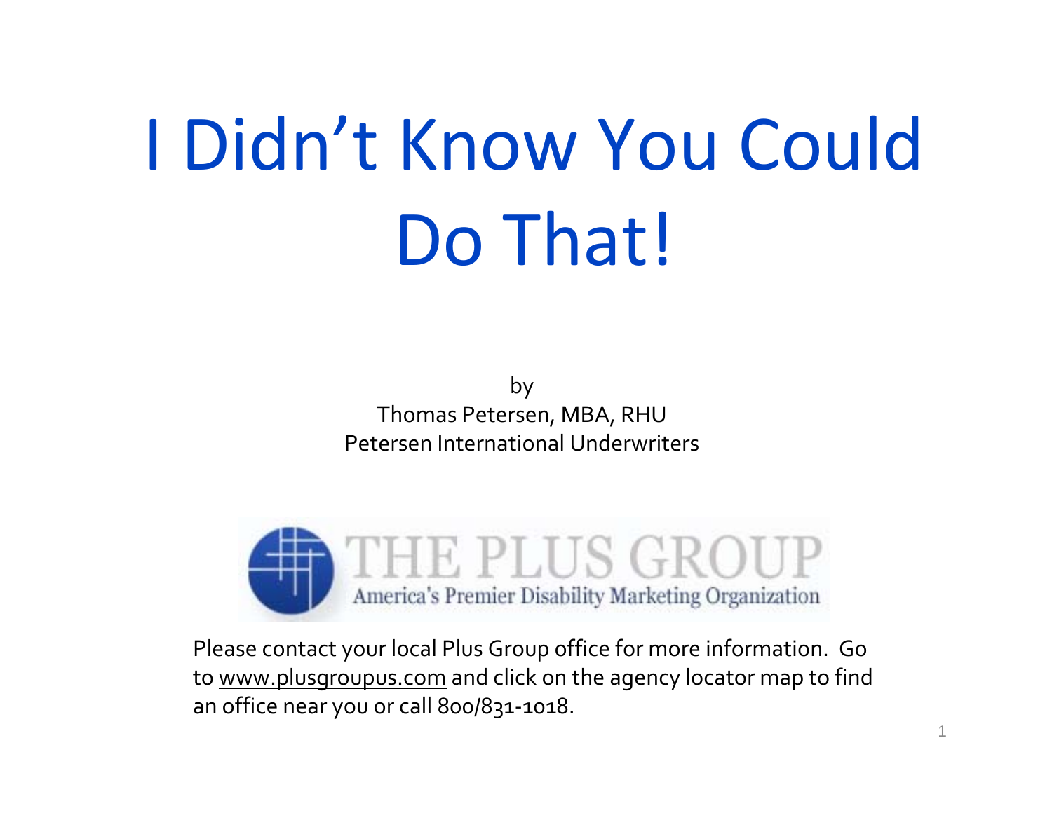# I Didn't Know You Could Do That!

by
Thomas Petersen, MBA, RHU
Petersen International Underwriters

THE PLUS GROUP
America's Premier Disability Marketing Organization

Please contact your local Plus Group office for more information. Go to www.plusgroupus.com and click on the agency locator map to find an office near you or call 800/831-1018.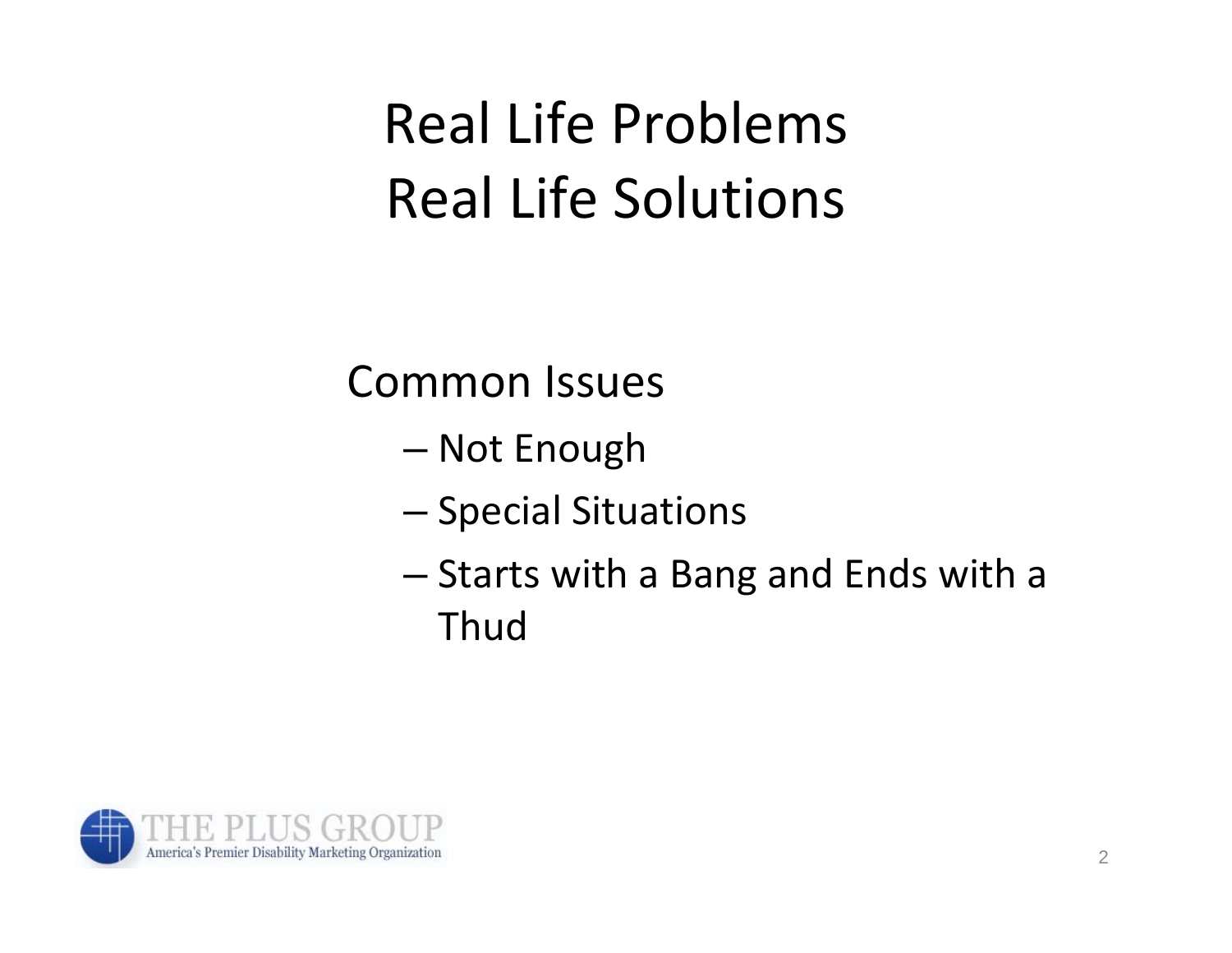# Real Life Problems
# Real Life Solutions

Common Issues

- Not Enough
- Special Situations
- Starts with a Bang and Ends with a Thud

THE PLUS GROUP
America's Premier Disability Marketing Organization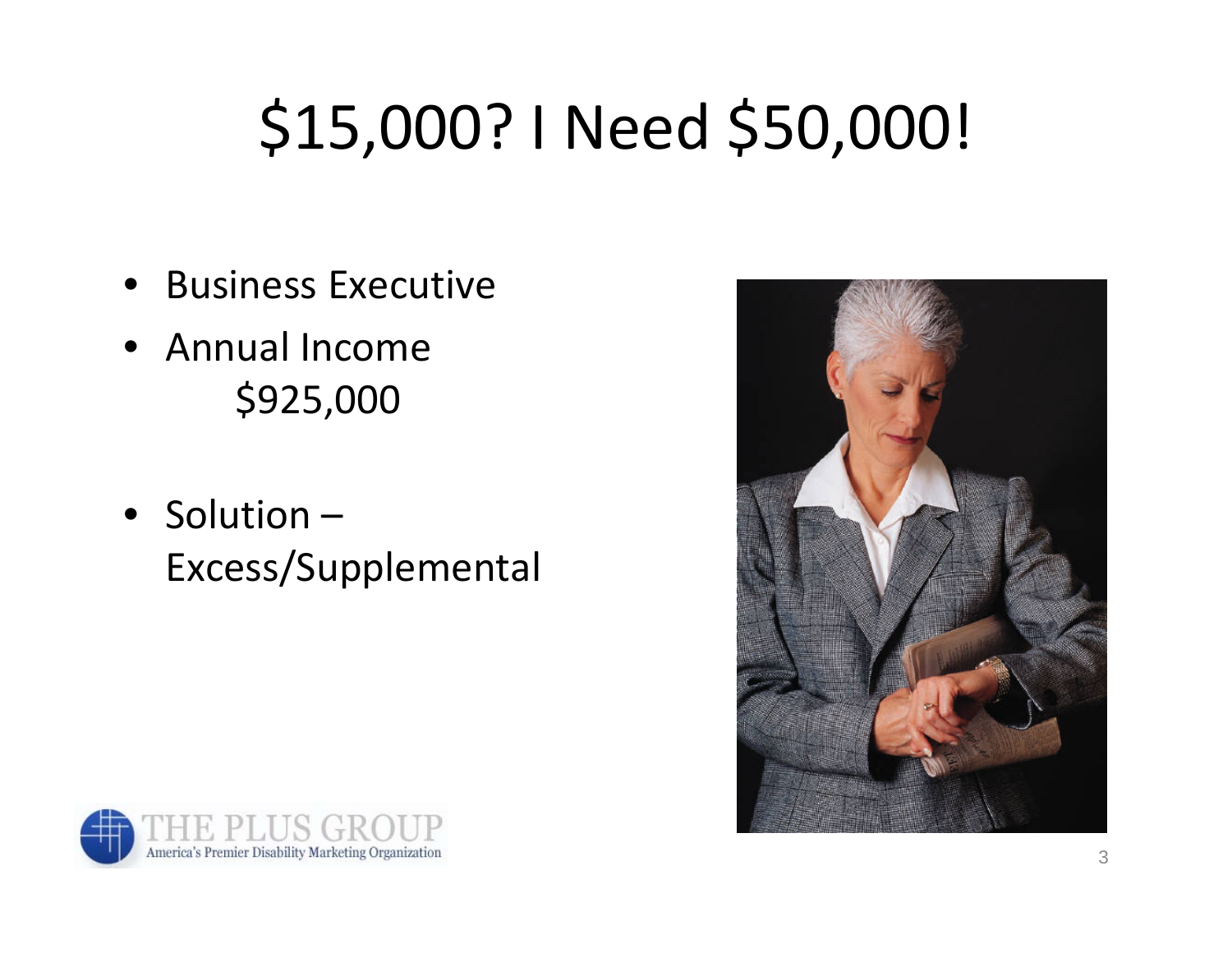# $15,000? I Need $50,000!

- Business Executive
- Annual Income
  $925,000

- Solution – Excess/Supplemental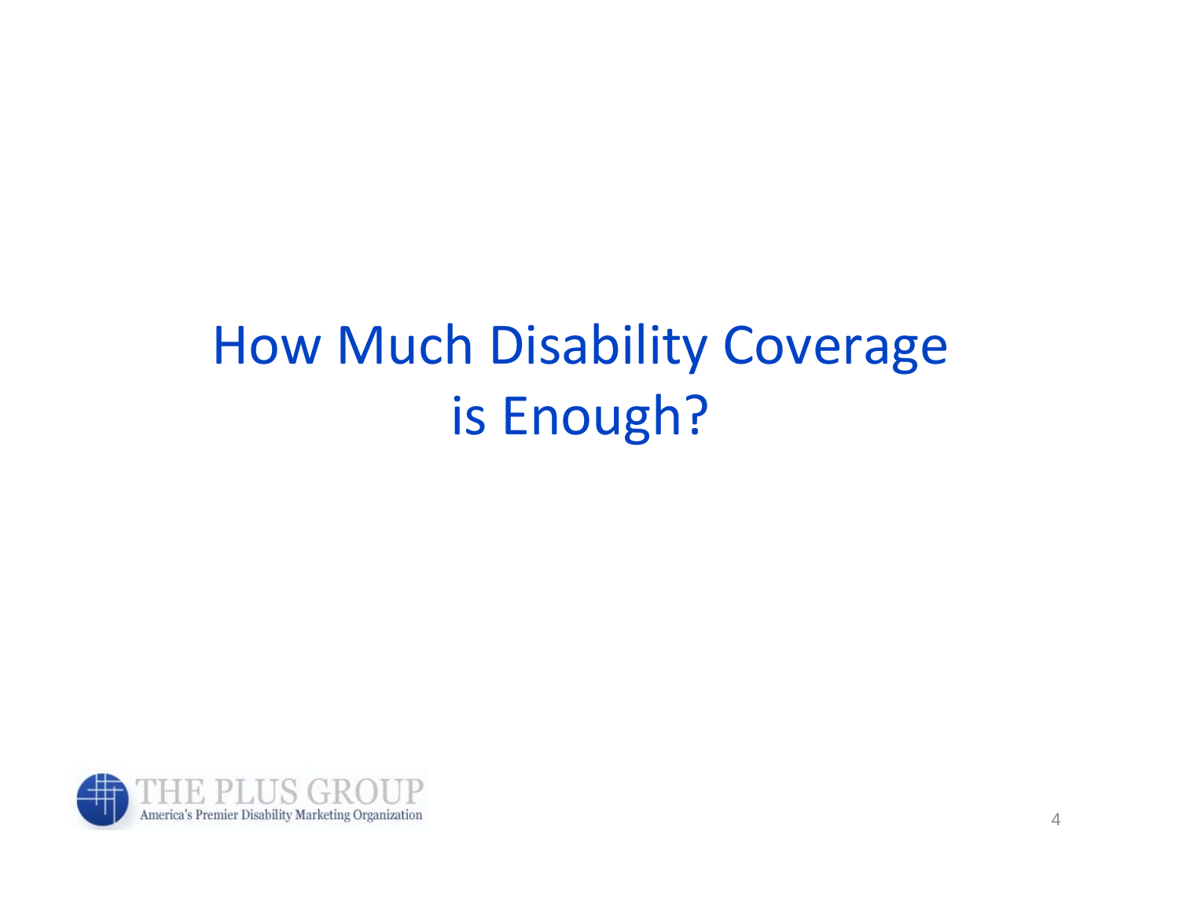# How Much Disability Coverage is Enough?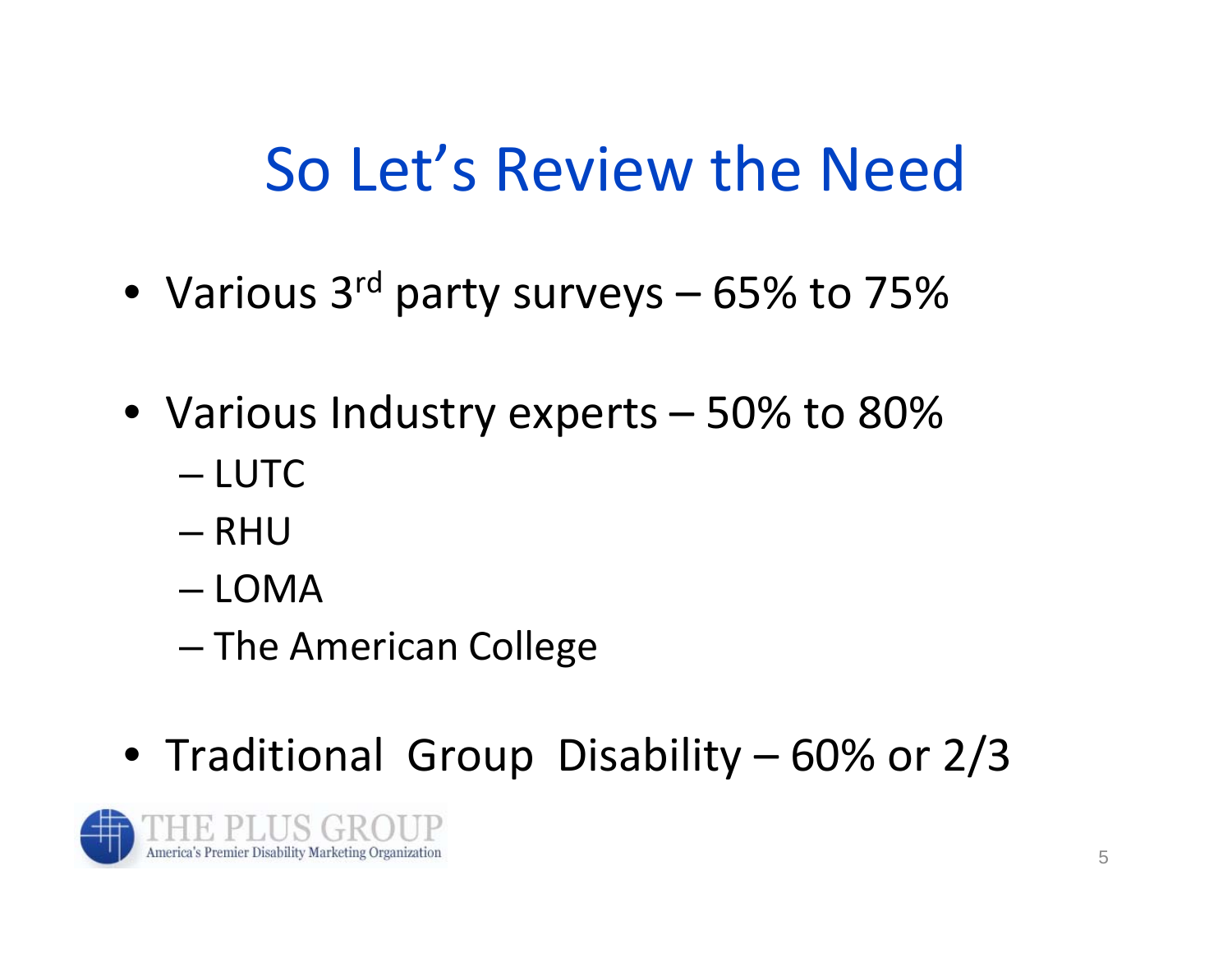# So Let's Review the Need

- Various 3rd party surveys – 65% to 75%
- Various Industry experts – 50% to 80%
  - LUTC
  - RHU
  - LOMA
  - The American College
- Traditional Group Disability – 60% or 2/3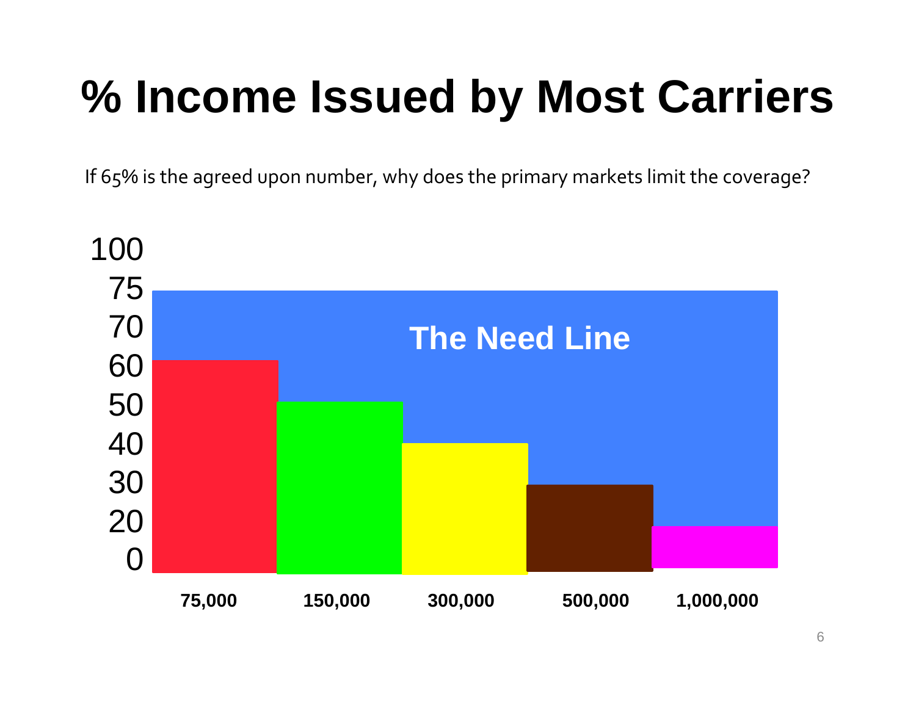# % Income Issued by Most Carriers

If 65% is the agreed upon number, why does the primary markets limit the coverage?

100
75
70
60
50
40
30
20
0

The Need Line

**75,000** **150,000** **300,000** **500,000** **1,000,000**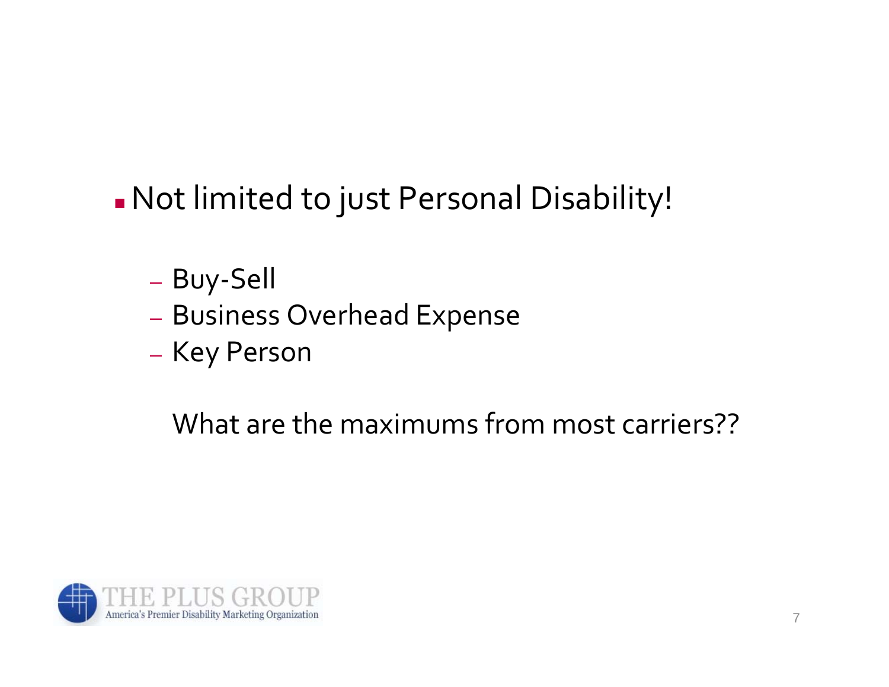- Not limited to just Personal Disability!
  - Buy-Sell
  - Business Overhead Expense
  - Key Person

  What are the maximums from most carriers??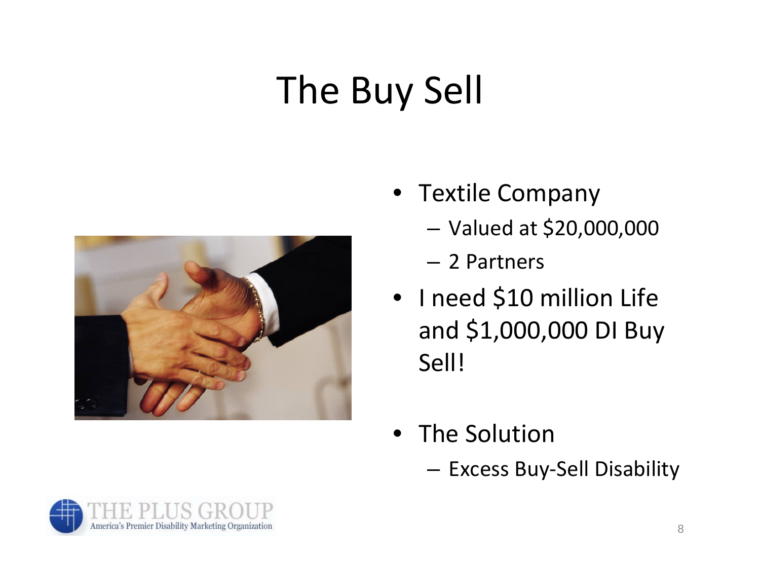# The Buy Sell

- Textile Company
  - Valued at $20,000,000
  - 2 Partners
- I need $10 million Life and $1,000,000 DI Buy Sell!
- The Solution
  - Excess Buy-Sell Disability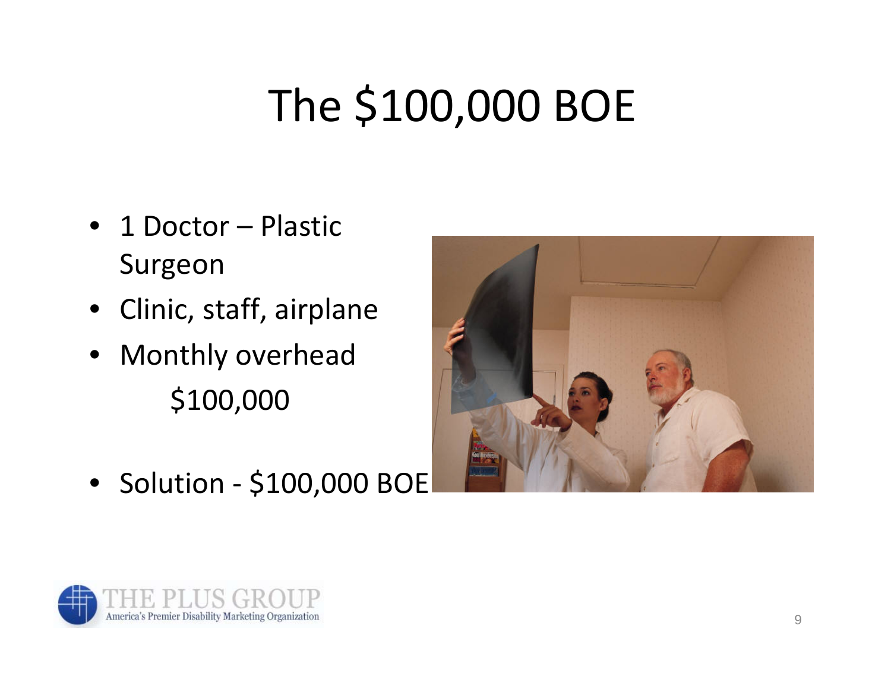# The $100,000 BOE

- 1 Doctor – Plastic Surgeon
- Clinic, staff, airplane
- Monthly overhead
  $100,000

- Solution - $100,000 BOE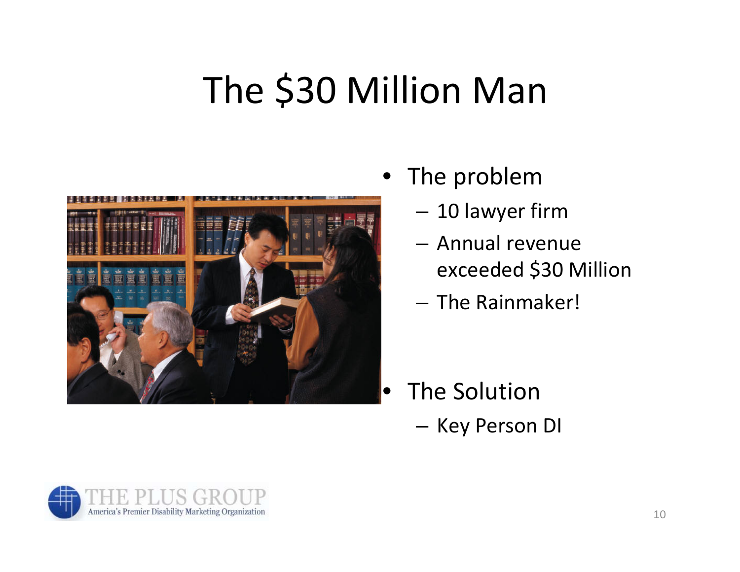# The $30 Million Man

- The problem
  - 10 lawyer firm
  - Annual revenue exceeded $30 Million
  - The Rainmaker!
- The Solution
  - Key Person DI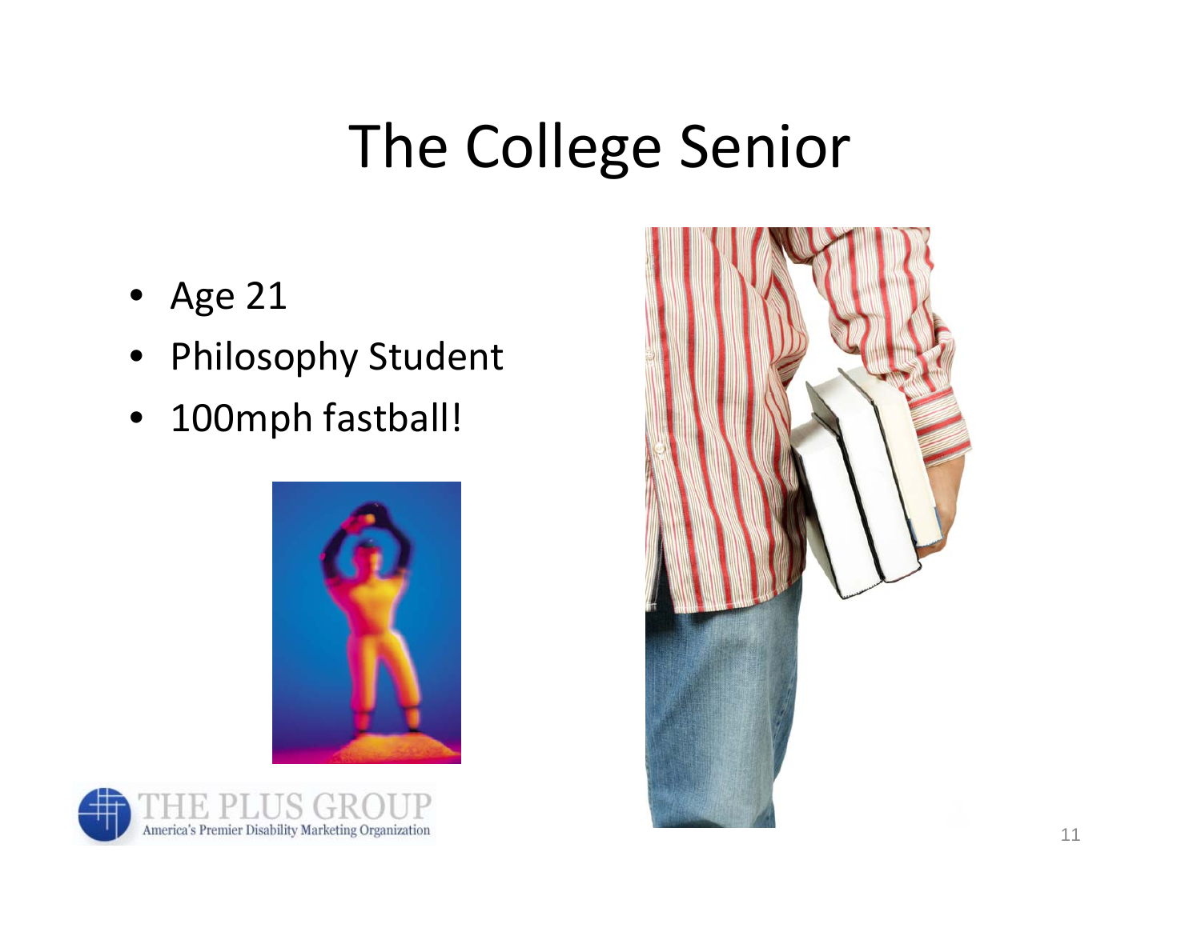# The College Senior

- Age 21
- Philosophy Student
- 100mph fastball!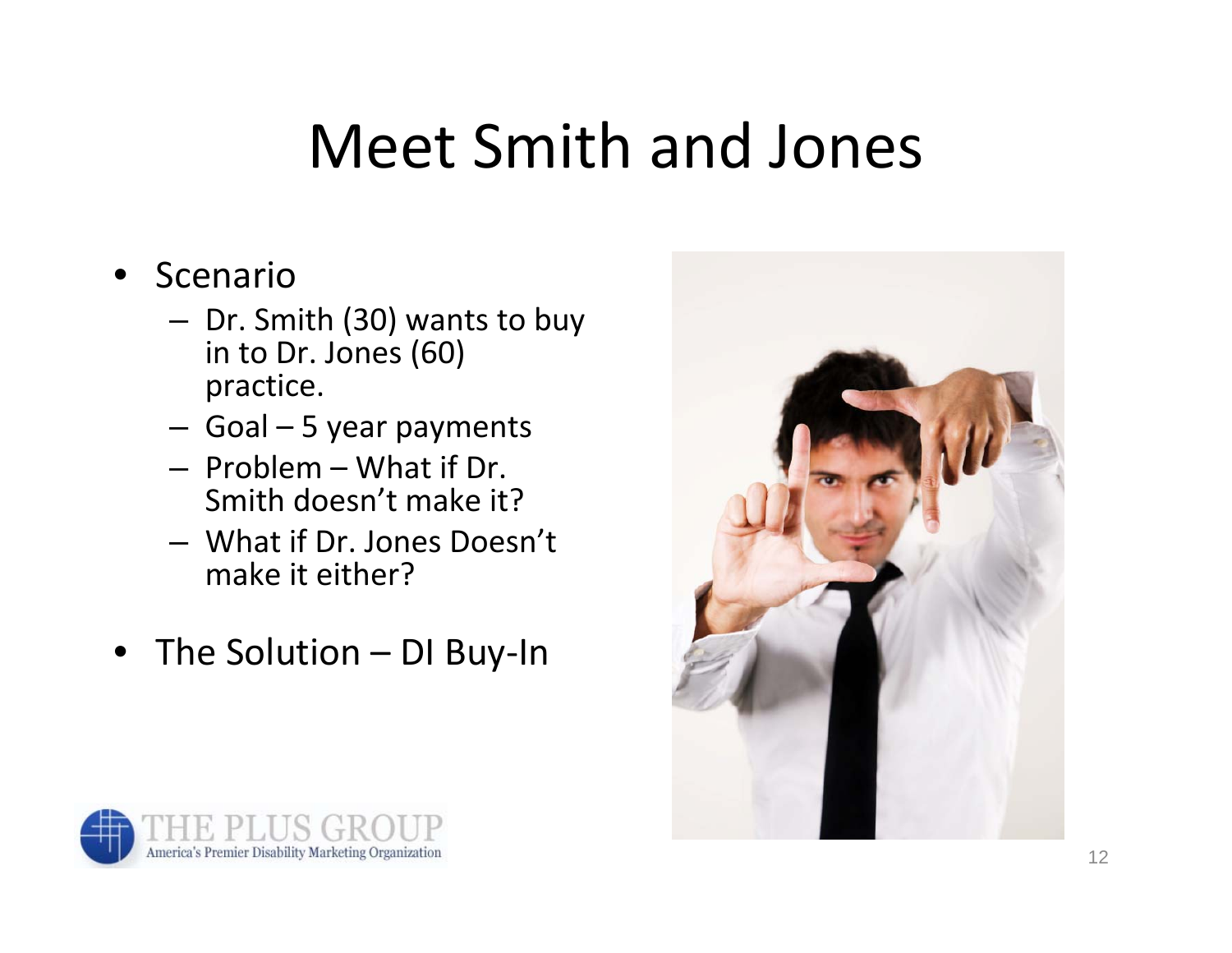# Meet Smith and Jones

- Scenario
  - Dr. Smith (30) wants to buy in to Dr. Jones (60) practice.
  - Goal – 5 year payments
  - Problem – What if Dr. Smith doesn't make it?
  - What if Dr. Jones Doesn't make it either?
- The Solution – DI Buy-In

THE PLUS GROUP
America's Premier Disability Marketing Organization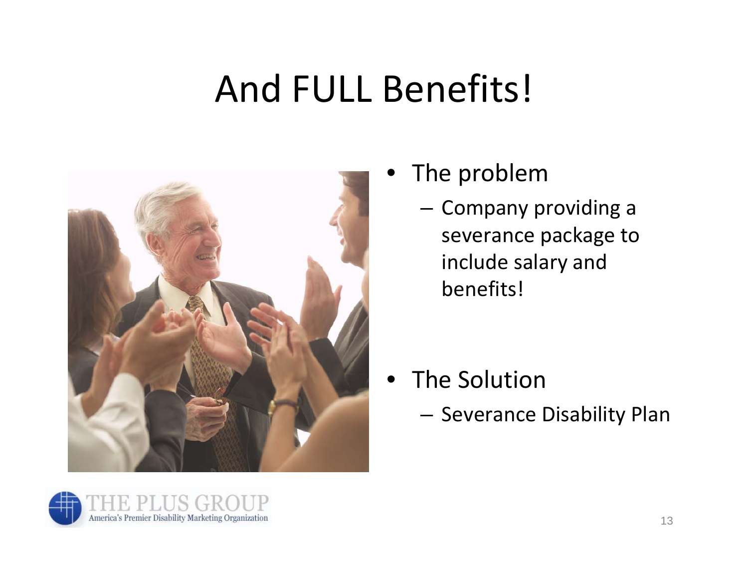# And FULL Benefits!

- The problem
  - Company providing a severance package to include salary and benefits!
- The Solution
  - Severance Disability Plan

THE PLUS GROUP
America's Premier Disability Marketing Organization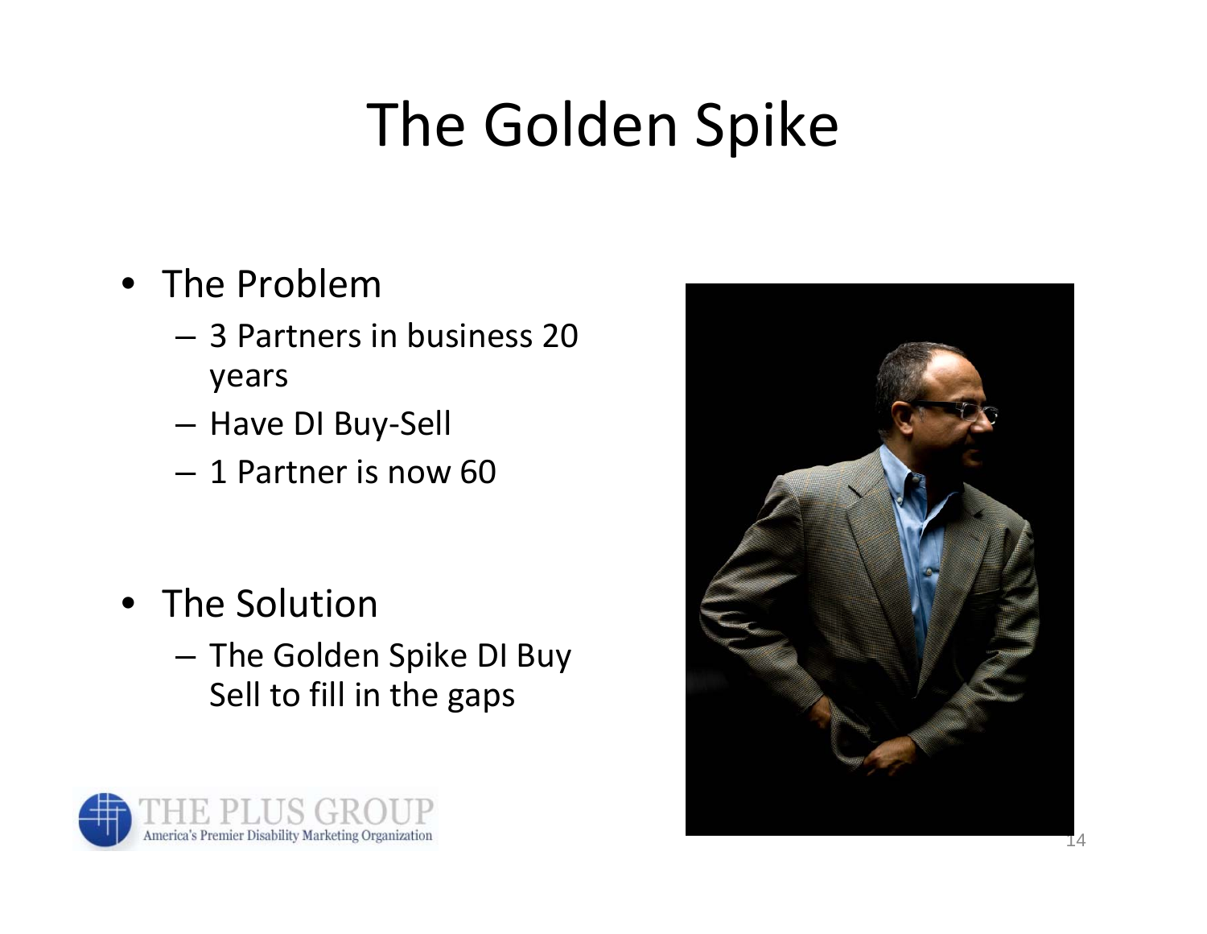# The Golden Spike

- The Problem
  - 3 Partners in business 20 years
  - Have DI Buy-Sell
  - 1 Partner is now 60

- The Solution
  - The Golden Spike DI Buy Sell to fill in the gaps

THE PLUS GROUP
America's Premier Disability Marketing Organization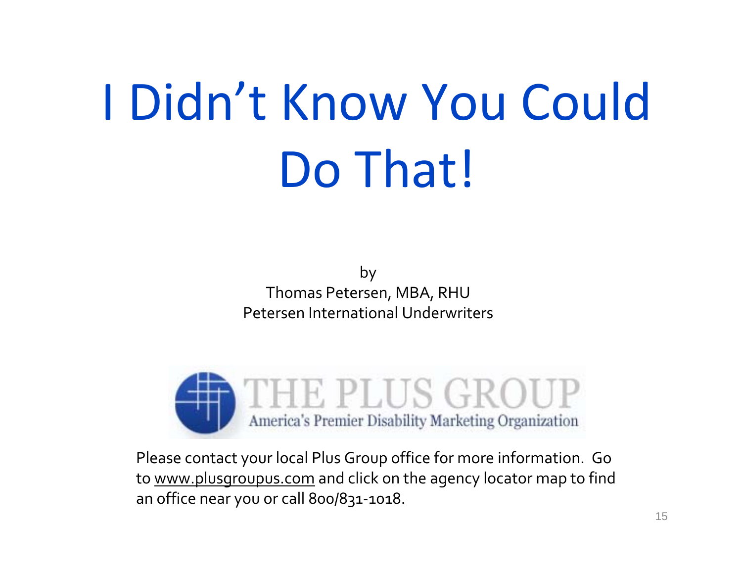# I Didn't Know You Could Do That!

by
Thomas Petersen, MBA, RHU
Petersen International Underwriters

THE PLUS GROUP
America's Premier Disability Marketing Organization

Please contact your local Plus Group office for more information. Go to www.plusgroupus.com and click on the agency locator map to find an office near you or call 800/831-1018.